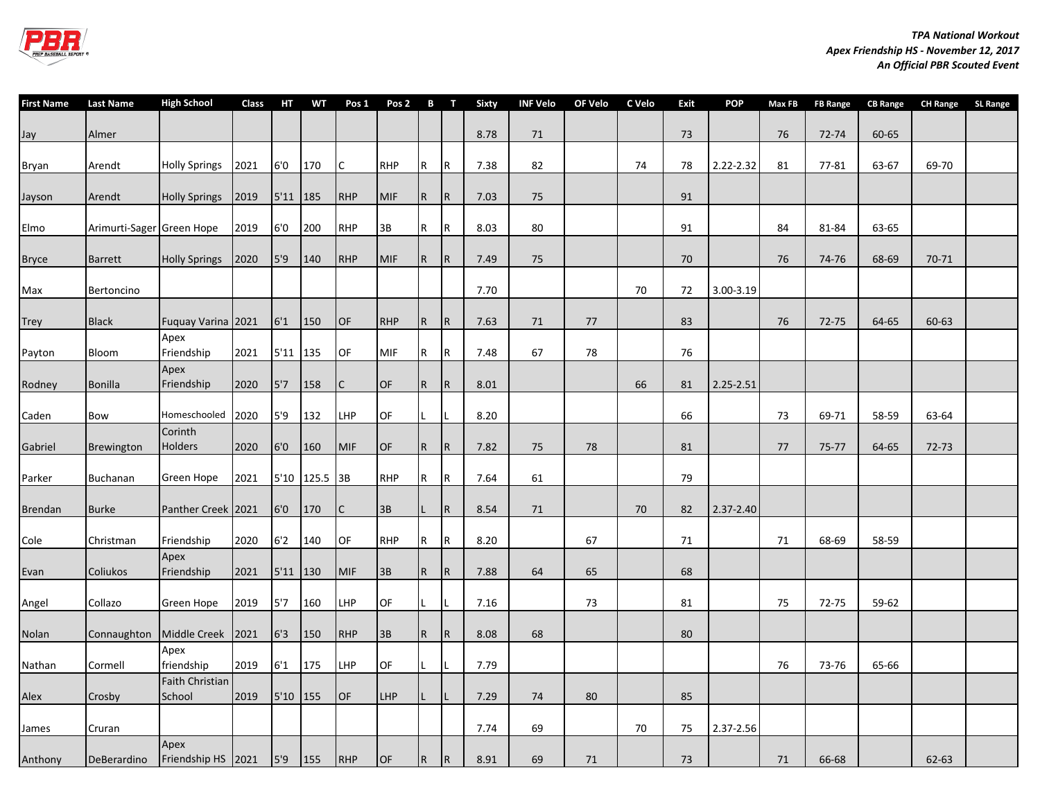*TPA National Workout*
*Apex Friendship HS - November 12, 2017*
*An Official PBR Scouted Event*

| First Name | Last Name | High School | Class | HT | WT | Pos 1 | Pos 2 | B | T | Sixty | INF Velo | OF Velo | C Velo | Exit | POP | Max FB | FB Range | CB Range | CH Range | SL Range |
|---|---|---|---|---|---|---|---|---|---|---|---|---|---|---|---|---|---|---|---|---|
| Jay | Almer | | | | | | | | | 8.78 | 71 | | | 73 | | 76 | 72-74 | 60-65 | | |
| Bryan | Arendt | Holly Springs | 2021 | 6'0 | 170 | C | RHP | R | R | 7.38 | 82 | | 74 | 78 | 2.22-2.32 | 81 | 77-81 | 63-67 | 69-70 | |
| Jayson | Arendt | Holly Springs | 2019 | 5'11 | 185 | RHP | MIF | R | R | 7.03 | 75 | | | 91 | | | | | | |
| Elmo | Arimurti-Sager | Green Hope | 2019 | 6'0 | 200 | RHP | 3B | R | R | 8.03 | 80 | | | 91 | | 84 | 81-84 | 63-65 | | |
| Bryce | Barrett | Holly Springs | 2020 | 5'9 | 140 | RHP | MIF | R | R | 7.49 | 75 | | | 70 | | 76 | 74-76 | 68-69 | 70-71 | |
| Max | Bertoncino | | | | | | | | | 7.70 | | | 70 | 72 | 3.00-3.19 | | | | | |
| Trey | Black | Fuquay Varina | 2021 | 6'1 | 150 | OF | RHP | R | R | 7.63 | 71 | 77 | | 83 | | 76 | 72-75 | 64-65 | 60-63 | |
| Payton | Bloom | Apex Friendship | 2021 | 5'11 | 135 | OF | MIF | R | R | 7.48 | 67 | 78 | | 76 | | | | | | |
| Rodney | Bonilla | Apex Friendship | 2020 | 5'7 | 158 | C | OF | R | R | 8.01 | | | 66 | 81 | 2.25-2.51 | | | | | |
| Caden | Bow | Homeschooled | 2020 | 5'9 | 132 | LHP | OF | L | L | 8.20 | | | | 66 | | 73 | 69-71 | 58-59 | 63-64 | |
| Gabriel | Brewington | Corinth Holders | 2020 | 6'0 | 160 | MIF | OF | R | R | 7.82 | 75 | 78 | | 81 | | 77 | 75-77 | 64-65 | 72-73 | |
| Parker | Buchanan | Green Hope | 2021 | 5'10 | 125.5 | 3B | RHP | R | R | 7.64 | 61 | | | 79 | | | | | | |
| Brendan | Burke | Panther Creek | 2021 | 6'0 | 170 | C | 3B | L | R | 8.54 | 71 | | 70 | 82 | 2.37-2.40 | | | | | |
| Cole | Christman | Friendship | 2020 | 6'2 | 140 | OF | RHP | R | R | 8.20 | | 67 | | 71 | | 71 | 68-69 | 58-59 | | |
| Evan | Coliukos | Apex Friendship | 2021 | 5'11 | 130 | MIF | 3B | R | R | 7.88 | 64 | 65 | | 68 | | | | | | |
| Angel | Collazo | Green Hope | 2019 | 5'7 | 160 | LHP | OF | L | L | 7.16 | | 73 | | 81 | | 75 | 72-75 | 59-62 | | |
| Nolan | Connaughton | Middle Creek | 2021 | 6'3 | 150 | RHP | 3B | R | R | 8.08 | 68 | | | 80 | | | | | | |
| Nathan | Cormell | Apex friendship | 2019 | 6'1 | 175 | LHP | OF | L | L | 7.79 | | | | | | 76 | 73-76 | 65-66 | | |
| Alex | Crosby | Faith Christian School | 2019 | 5'10 | 155 | OF | LHP | L | L | 7.29 | 74 | 80 | | 85 | | | | | | |
| James | Cruran | | | | | | | | | 7.74 | 69 | | 70 | 75 | 2.37-2.56 | | | | | |
| Anthony | DeBerardino | Apex Friendship HS | 2021 | 5'9 | 155 | RHP | OF | R | R | 8.91 | 69 | 71 | | 73 | | 71 | 66-68 | | 62-63 | |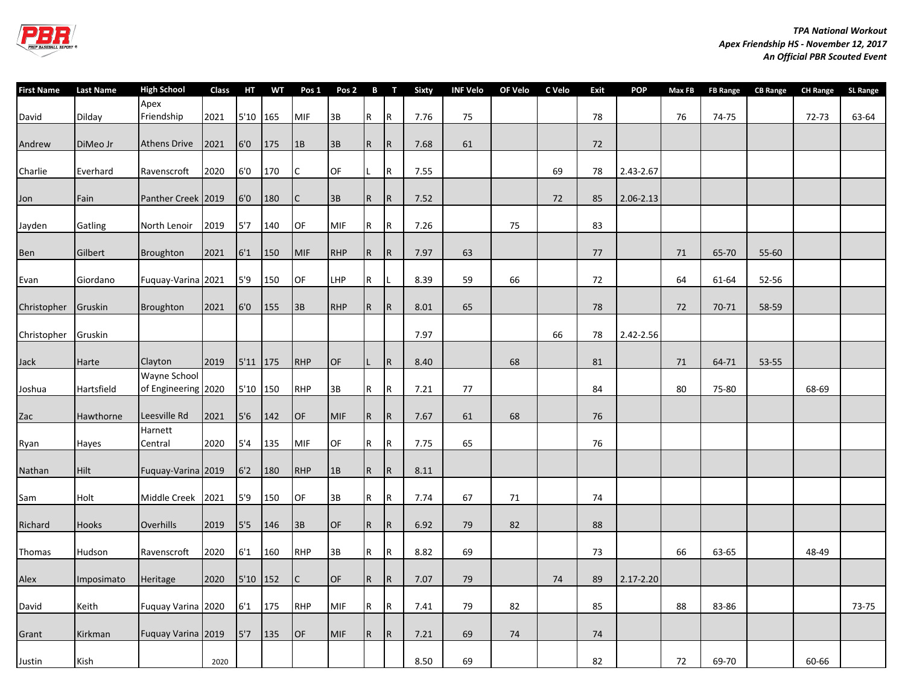*TPA National Workout*
*Apex Friendship HS - November 12, 2017*
*An Official PBR Scouted Event*

| First Name | Last Name | High School | Class | HT | WT | Pos 1 | Pos 2 | B | T | Sixty | INF Velo | OF Velo | C Velo | Exit | POP | Max FB | FB Range | CB Range | CH Range | SL Range |
|---|---|---|---|---|---|---|---|---|---|---|---|---|---|---|---|---|---|---|---|---|
| David | Dilday | Apex Friendship | 2021 | 5'10 | 165 | MIF | 3B | R | R | 7.76 | 75 | | | 78 | | 76 | 74-75 | | 72-73 | 63-64 |
| Andrew | DiMeo Jr | Athens Drive | 2021 | 6'0 | 175 | 1B | 3B | R | R | 7.68 | 61 | | | 72 | | | | | | |
| Charlie | Everhard | Ravenscroft | 2020 | 6'0 | 170 | C | OF | L | R | 7.55 | | | 69 | 78 | 2.43-2.67 | | | | | |
| Jon | Fain | Panther Creek | 2019 | 6'0 | 180 | C | 3B | R | R | 7.52 | | | 72 | 85 | 2.06-2.13 | | | | | |
| Jayden | Gatling | North Lenoir | 2019 | 5'7 | 140 | OF | MIF | R | R | 7.26 | | 75 | | 83 | | | | | | |
| Ben | Gilbert | Broughton | 2021 | 6'1 | 150 | MIF | RHP | R | R | 7.97 | 63 | | | 77 | | 71 | 65-70 | 55-60 | | |
| Evan | Giordano | Fuquay-Varina | 2021 | 5'9 | 150 | OF | LHP | R | L | 8.39 | 59 | 66 | | 72 | | 64 | 61-64 | 52-56 | | |
| Christopher | Gruskin | Broughton | 2021 | 6'0 | 155 | 3B | RHP | R | R | 8.01 | 65 | | | 78 | | 72 | 70-71 | 58-59 | | |
| Christopher | Gruskin | | | | | | | | | 7.97 | | | 66 | 78 | 2.42-2.56 | | | | | |
| Jack | Harte | Clayton | 2019 | 5'11 | 175 | RHP | OF | L | R | 8.40 | | 68 | | 81 | | 71 | 64-71 | 53-55 | | |
| Joshua | Hartsfield | Wayne School of Engineering | 2020 | 5'10 | 150 | RHP | 3B | R | R | 7.21 | 77 | | | 84 | | 80 | 75-80 | | 68-69 | |
| Zac | Hawthorne | Leesville Rd | 2021 | 5'6 | 142 | OF | MIF | R | R | 7.67 | 61 | 68 | | 76 | | | | | | |
| Ryan | Hayes | Harnett Central | 2020 | 5'4 | 135 | MIF | OF | R | R | 7.75 | 65 | | | 76 | | | | | | |
| Nathan | Hilt | Fuquay-Varina | 2019 | 6'2 | 180 | RHP | 1B | R | R | 8.11 | | | | | | | | | | |
| Sam | Holt | Middle Creek | 2021 | 5'9 | 150 | OF | 3B | R | R | 7.74 | 67 | 71 | | 74 | | | | | | |
| Richard | Hooks | Overhills | 2019 | 5'5 | 146 | 3B | OF | R | R | 6.92 | 79 | 82 | | 88 | | | | | | |
| Thomas | Hudson | Ravenscroft | 2020 | 6'1 | 160 | RHP | 3B | R | R | 8.82 | 69 | | | 73 | | 66 | 63-65 | | 48-49 | |
| Alex | Imposimato | Heritage | 2020 | 5'10 | 152 | C | OF | R | R | 7.07 | 79 | | 74 | 89 | 2.17-2.20 | | | | | |
| David | Keith | Fuquay Varina | 2020 | 6'1 | 175 | RHP | MIF | R | R | 7.41 | 79 | 82 | | 85 | | 88 | 83-86 | | | 73-75 |
| Grant | Kirkman | Fuquay Varina | 2019 | 5'7 | 135 | OF | MIF | R | R | 7.21 | 69 | 74 | | 74 | | | | | | |
| Justin | Kish | | 2020 | | | | | | | 8.50 | 69 | | | 82 | | 72 | 69-70 | | 60-66 | |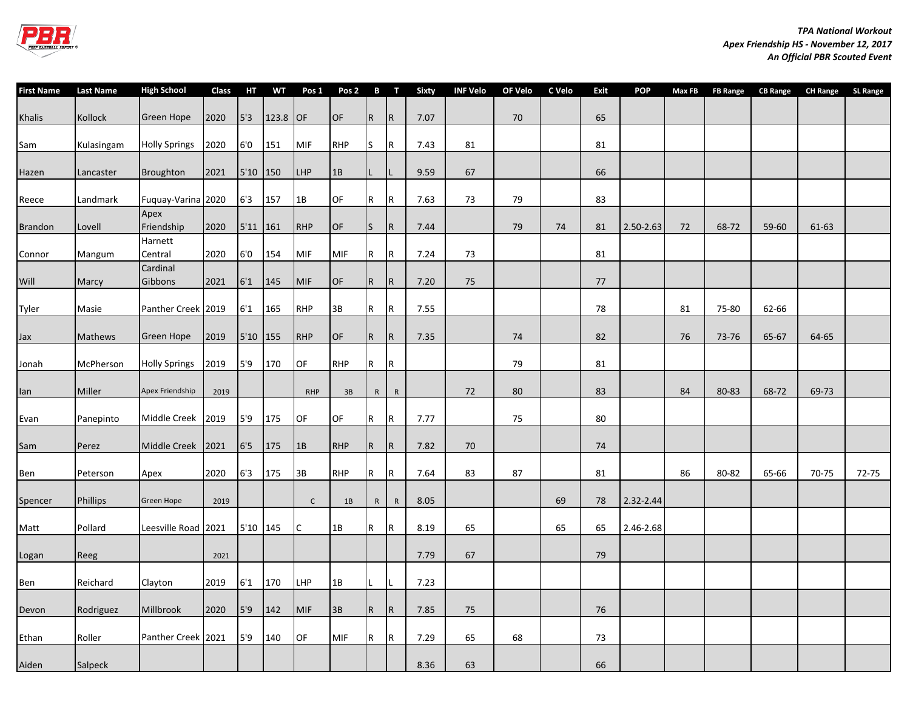*TPA National Workout*
*Apex Friendship HS - November 12, 2017*
*An Official PBR Scouted Event*

| First Name | Last Name | High School | Class | HT | WT | Pos 1 | Pos 2 | B | T | Sixty | INF Velo | OF Velo | C Velo | Exit | POP | Max FB | FB Range | CB Range | CH Range | SL Range |
|---|---|---|---|---|---|---|---|---|---|---|---|---|---|---|---|---|---|---|---|---|
| Khalis | Kollock | Green Hope | 2020 | 5'3 | 123.8 | OF | OF | R | R | 7.07 | | 70 | | 65 | | | | | | |
| Sam | Kulasingam | Holly Springs | 2020 | 6'0 | 151 | MIF | RHP | S | R | 7.43 | 81 | | | 81 | | | | | | |
| Hazen | Lancaster | Broughton | 2021 | 5'10 | 150 | LHP | 1B | L | L | 9.59 | 67 | | | 66 | | | | | | |
| Reece | Landmark | Fuquay-Varina | 2020 | 6'3 | 157 | 1B | OF | R | R | 7.63 | 73 | 79 | | 83 | | | | | | |
| Brandon | Lovell | Apex Friendship | 2020 | 5'11 | 161 | RHP | OF | S | R | 7.44 | | 79 | 74 | 81 | 2.50-2.63 | 72 | 68-72 | 59-60 | 61-63 | |
| Connor | Mangum | Harnett Central | 2020 | 6'0 | 154 | MIF | MIF | R | R | 7.24 | 73 | | | 81 | | | | | | |
| Will | Marcy | Cardinal Gibbons | 2021 | 6'1 | 145 | MIF | OF | R | R | 7.20 | 75 | | | 77 | | | | | | |
| Tyler | Masie | Panther Creek | 2019 | 6'1 | 165 | RHP | 3B | R | R | 7.55 | | | | 78 | | 81 | 75-80 | 62-66 | | |
| Jax | Mathews | Green Hope | 2019 | 5'10 | 155 | RHP | OF | R | R | 7.35 | | 74 | | 82 | | 76 | 73-76 | 65-67 | 64-65 | |
| Jonah | McPherson | Holly Springs | 2019 | 5'9 | 170 | OF | RHP | R | R | | | 79 | | 81 | | | | | | |
| Ian | Miller | Apex Friendship | 2019 | | | RHP | 3B | R | R | | 72 | 80 | | 83 | | 84 | 80-83 | 68-72 | 69-73 | |
| Evan | Panepinto | Middle Creek | 2019 | 5'9 | 175 | OF | OF | R | R | 7.77 | | 75 | | 80 | | | | | | |
| Sam | Perez | Middle Creek | 2021 | 6'5 | 175 | 1B | RHP | R | R | 7.82 | 70 | | | 74 | | | | | | |
| Ben | Peterson | Apex | 2020 | 6'3 | 175 | 3B | RHP | R | R | 7.64 | 83 | 87 | | 81 | | 86 | 80-82 | 65-66 | 70-75 | 72-75 |
| Spencer | Phillips | Green Hope | 2019 | | | C | 1B | R | R | 8.05 | | | 69 | 78 | 2.32-2.44 | | | | | |
| Matt | Pollard | Leesville Road | 2021 | 5'10 | 145 | C | 1B | R | R | 8.19 | 65 | | 65 | 65 | 2.46-2.68 | | | | | |
| Logan | Reeg | | 2021 | | | | | | | 7.79 | 67 | | | 79 | | | | | | |
| Ben | Reichard | Clayton | 2019 | 6'1 | 170 | LHP | 1B | L | L | 7.23 | | | | | | | | | | |
| Devon | Rodriguez | Millbrook | 2020 | 5'9 | 142 | MIF | 3B | R | R | 7.85 | 75 | | | 76 | | | | | | |
| Ethan | Roller | Panther Creek | 2021 | 5'9 | 140 | OF | MIF | R | R | 7.29 | 65 | 68 | | 73 | | | | | | |
| Aiden | Salpeck | | | | | | | | | 8.36 | 63 | | | 66 | | | | | | |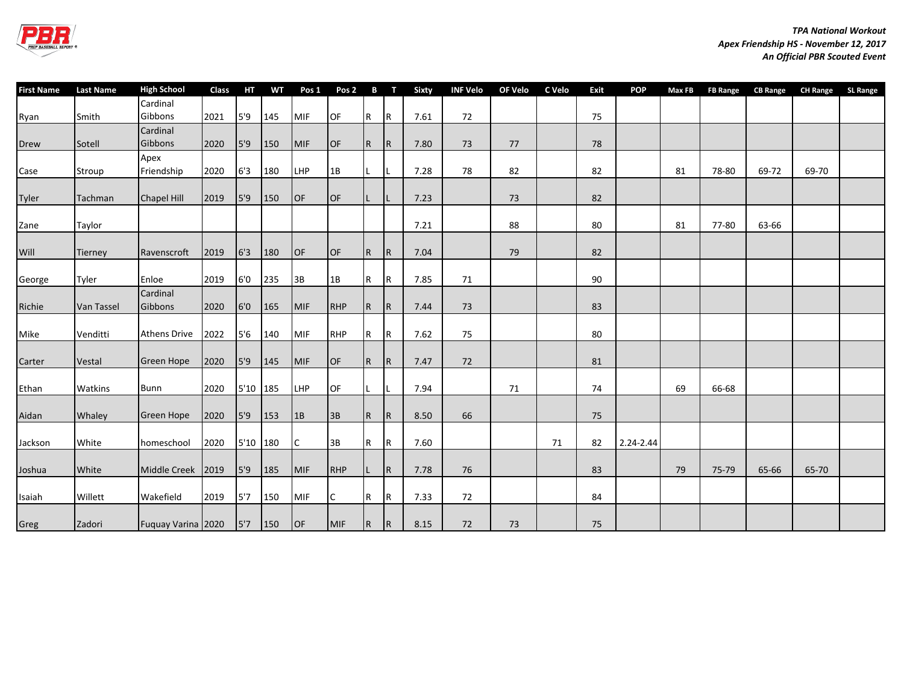*TPA National Workout*
*Apex Friendship HS - November 12, 2017*
*An Official PBR Scouted Event*

| First Name | Last Name | High School | Class | HT | WT | Pos 1 | Pos 2 | B | T | Sixty | INF Velo | OF Velo | C Velo | Exit | POP | Max FB | FB Range | CB Range | CH Range | SL Range |
|---|---|---|---|---|---|---|---|---|---|---|---|---|---|---|---|---|---|---|---|---|
| Ryan | Smith | Cardinal Gibbons | 2021 | 5'9 | 145 | MIF | OF | R | R | 7.61 | 72 | | | 75 | | | | | | |
| Drew | Sotell | Cardinal Gibbons | 2020 | 5'9 | 150 | MIF | OF | R | R | 7.80 | 73 | 77 | | 78 | | | | | | |
| Case | Stroup | Apex Friendship | 2020 | 6'3 | 180 | LHP | 1B | L | L | 7.28 | 78 | 82 | | 82 | | 81 | 78-80 | 69-72 | 69-70 | |
| Tyler | Tachman | Chapel Hill | 2019 | 5'9 | 150 | OF | OF | L | L | 7.23 | | 73 | | 82 | | | | | | |
| Zane | Taylor | | | | | | | | | 7.21 | | 88 | | 80 | | 81 | 77-80 | 63-66 | | |
| Will | Tierney | Ravenscroft | 2019 | 6'3 | 180 | OF | OF | R | R | 7.04 | | 79 | | 82 | | | | | | |
| George | Tyler | Enloe | 2019 | 6'0 | 235 | 3B | 1B | R | R | 7.85 | 71 | | | 90 | | | | | | |
| Richie | Van Tassel | Cardinal Gibbons | 2020 | 6'0 | 165 | MIF | RHP | R | R | 7.44 | 73 | | | 83 | | | | | | |
| Mike | Venditti | Athens Drive | 2022 | 5'6 | 140 | MIF | RHP | R | R | 7.62 | 75 | | | 80 | | | | | | |
| Carter | Vestal | Green Hope | 2020 | 5'9 | 145 | MIF | OF | R | R | 7.47 | 72 | | | 81 | | | | | | |
| Ethan | Watkins | Bunn | 2020 | 5'10 | 185 | LHP | OF | L | L | 7.94 | | 71 | | 74 | | 69 | 66-68 | | | |
| Aidan | Whaley | Green Hope | 2020 | 5'9 | 153 | 1B | 3B | R | R | 8.50 | 66 | | | 75 | | | | | | |
| Jackson | White | homeschool | 2020 | 5'10 | 180 | C | 3B | R | R | 7.60 | | | 71 | 82 | 2.24-2.44 | | | | | |
| Joshua | White | Middle Creek | 2019 | 5'9 | 185 | MIF | RHP | L | R | 7.78 | 76 | | | 83 | | 79 | 75-79 | 65-66 | 65-70 | |
| Isaiah | Willett | Wakefield | 2019 | 5'7 | 150 | MIF | C | R | R | 7.33 | 72 | | | 84 | | | | | | |
| Greg | Zadori | Fuquay Varina | 2020 | 5'7 | 150 | OF | MIF | R | R | 8.15 | 72 | 73 | | 75 | | | | | | |